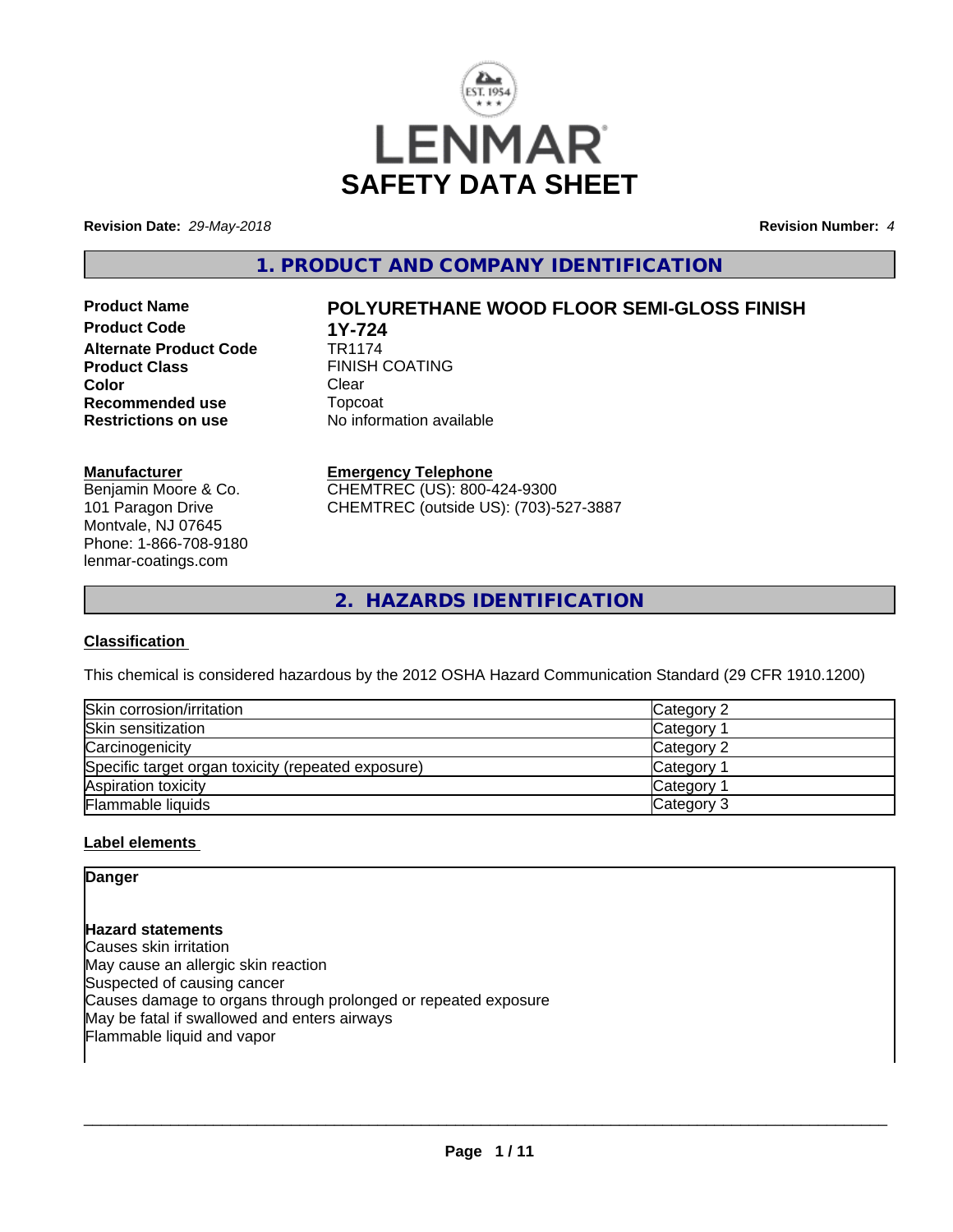# LENMAR SAFETY DATA SHEET

**Revision Date:** *29-May-2018*

**Revision Number:** *4*

## 1. PRODUCT AND COMPANY IDENTIFICATION

| | |
|---|---|
| **Product Name** | **POLYURETHANE WOOD FLOOR SEMI-GLOSS FINISH** |
| **Product Code** | **1Y-724** |
| **Alternate Product Code** | TR1174 |
| **Product Class** | FINISH COATING |
| **Color** | Clear |
| **Recommended use** | Topcoat |
| **Restrictions on use** | No information available |

**Manufacturer**
Benjamin Moore & Co.
101 Paragon Drive
Montvale, NJ 07645
Phone: 1-866-708-9180
lenmar-coatings.com

**Emergency Telephone**
CHEMTREC (US): 800-424-9300
CHEMTREC (outside US): (703)-527-3887

## 2. HAZARDS IDENTIFICATION

### Classification

This chemical is considered hazardous by the 2012 OSHA Hazard Communication Standard (29 CFR 1910.1200)

| | |
|---|---|
| Skin corrosion/irritation | Category 2 |
| Skin sensitization | Category 1 |
| Carcinogenicity | Category 2 |
| Specific target organ toxicity (repeated exposure) | Category 1 |
| Aspiration toxicity | Category 1 |
| Flammable liquids | Category 3 |

### Label elements

**Danger**

**Hazard statements**
Causes skin irritation
May cause an allergic skin reaction
Suspected of causing cancer
Causes damage to organs through prolonged or repeated exposure
May be fatal if swallowed and enters airways
Flammable liquid and vapor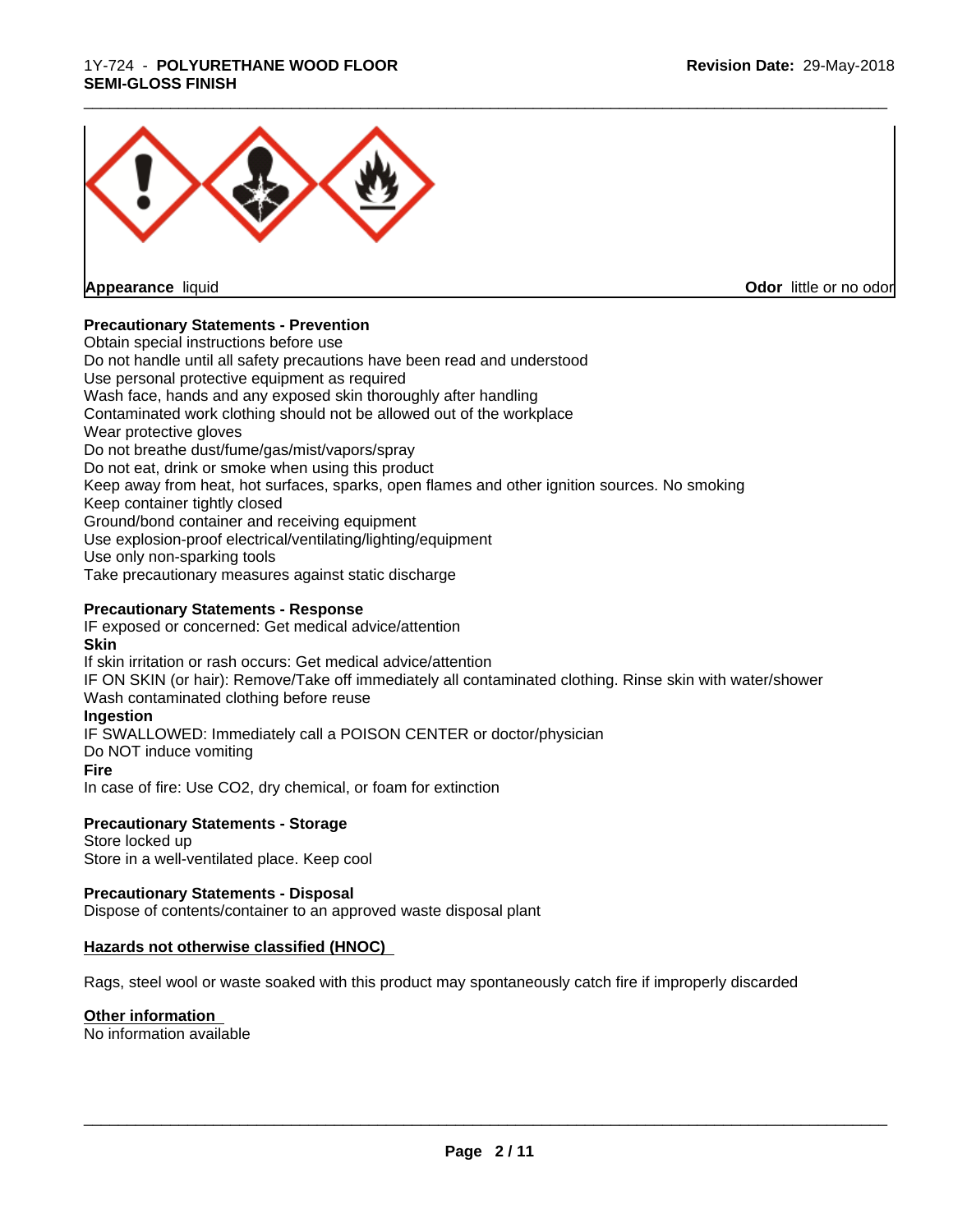**Appearance** liquid

**Odor** little or no odor

**Precautionary Statements - Prevention**

Obtain special instructions before use
Do not handle until all safety precautions have been read and understood
Use personal protective equipment as required
Wash face, hands and any exposed skin thoroughly after handling
Contaminated work clothing should not be allowed out of the workplace
Wear protective gloves
Do not breathe dust/fume/gas/mist/vapors/spray
Do not eat, drink or smoke when using this product
Keep away from heat, hot surfaces, sparks, open flames and other ignition sources. No smoking
Keep container tightly closed
Ground/bond container and receiving equipment
Use explosion-proof electrical/ventilating/lighting/equipment
Use only non-sparking tools
Take precautionary measures against static discharge

**Precautionary Statements - Response**

IF exposed or concerned: Get medical advice/attention

**Skin**

If skin irritation or rash occurs: Get medical advice/attention
IF ON SKIN (or hair): Remove/Take off immediately all contaminated clothing. Rinse skin with water/shower
Wash contaminated clothing before reuse

**Ingestion**

IF SWALLOWED: Immediately call a POISON CENTER or doctor/physician
Do NOT induce vomiting

**Fire**

In case of fire: Use $CO_2$, dry chemical, or foam for extinction

**Precautionary Statements - Storage**

Store locked up
Store in a well-ventilated place. Keep cool

**Precautionary Statements - Disposal**

Dispose of contents/container to an approved waste disposal plant

**Hazards not otherwise classified (HNOC)**

Rags, steel wool or waste soaked with this product may spontaneously catch fire if improperly discarded

**Other information**

No information available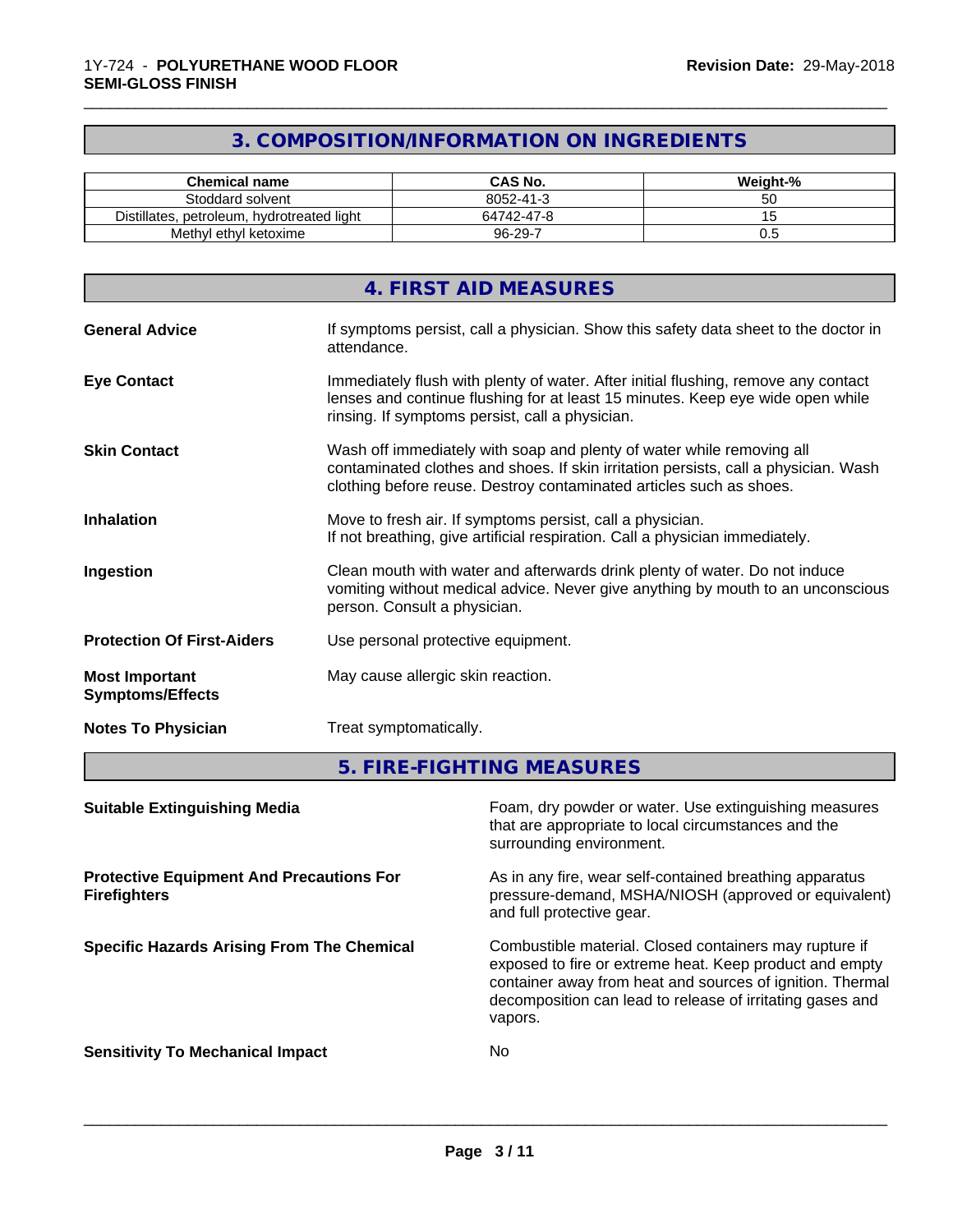## 3. COMPOSITION/INFORMATION ON INGREDIENTS

| Chemical name | CAS No. | Weight-% |
| --- | --- | --- |
| Stoddard solvent | 8052-41-3 | 50 |
| Distillates, petroleum, hydrotreated light | 64742-47-8 | 15 |
| Methyl ethyl ketoxime | 96-29-7 | 0.5 |

## 4. FIRST AID MEASURES

**General Advice**
If symptoms persist, call a physician. Show this safety data sheet to the doctor in attendance.

**Eye Contact**
Immediately flush with plenty of water. After initial flushing, remove any contact lenses and continue flushing for at least 15 minutes. Keep eye wide open while rinsing. If symptoms persist, call a physician.

**Skin Contact**
Wash off immediately with soap and plenty of water while removing all contaminated clothes and shoes. If skin irritation persists, call a physician. Wash clothing before reuse. Destroy contaminated articles such as shoes.

**Inhalation**
Move to fresh air. If symptoms persist, call a physician.
If not breathing, give artificial respiration. Call a physician immediately.

**Ingestion**
Clean mouth with water and afterwards drink plenty of water. Do not induce vomiting without medical advice. Never give anything by mouth to an unconscious person. Consult a physician.

**Protection Of First-Aiders**
Use personal protective equipment.

**Most Important Symptoms/Effects**
May cause allergic skin reaction.

**Notes To Physician**
Treat symptomatically.

## 5. FIRE-FIGHTING MEASURES

**Suitable Extinguishing Media**
Foam, dry powder or water. Use extinguishing measures that are appropriate to local circumstances and the surrounding environment.

**Protective Equipment And Precautions For Firefighters**
As in any fire, wear self-contained breathing apparatus pressure-demand, MSHA/NIOSH (approved or equivalent) and full protective gear.

**Specific Hazards Arising From The Chemical**
Combustible material. Closed containers may rupture if exposed to fire or extreme heat. Keep product and empty container away from heat and sources of ignition. Thermal decomposition can lead to release of irritating gases and vapors.

**Sensitivity To Mechanical Impact**
No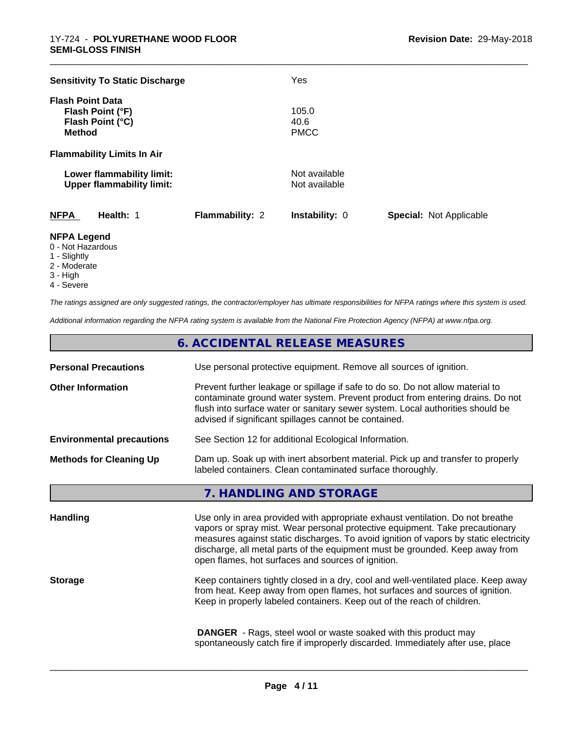| | |
|---|---|
| **Sensitivity To Static Discharge** | Yes |

**Flash Point Data**

| | |
|---|---|
| **Flash Point (°F)** | 105.0 |
| **Flash Point (°C)** | 40.6 |
| **Method** | PMCC |

**Flammability Limits In Air**

| | |
|---|---|
| **Lower flammability limit:** | Not available |
| **Upper flammability limit:** | Not available |

| **NFPA** | **Health:** 1 | **Flammability:** 2 | **Instability:** 0 | **Special:** Not Applicable |
|---|---|---|---|---|

**NFPA Legend**
- 0 - Not Hazardous
- 1 - Slightly
- 2 - Moderate
- 3 - High
- 4 - Severe

*The ratings assigned are only suggested ratings, the contractor/employer has ultimate responsibilities for NFPA ratings where this system is used.*

*Additional information regarding the NFPA rating system is available from the National Fire Protection Agency (NFPA) at www.nfpa.org.*

## 6. ACCIDENTAL RELEASE MEASURES

| | |
|---|---|
| **Personal Precautions** | Use personal protective equipment. Remove all sources of ignition. |
| **Other Information** | Prevent further leakage or spillage if safe to do so. Do not allow material to contaminate ground water system. Prevent product from entering drains. Do not flush into surface water or sanitary sewer system. Local authorities should be advised if significant spillages cannot be contained. |
| **Environmental precautions** | See Section 12 for additional Ecological Information. |
| **Methods for Cleaning Up** | Dam up. Soak up with inert absorbent material. Pick up and transfer to properly labeled containers. Clean contaminated surface thoroughly. |

## 7. HANDLING AND STORAGE

| | |
|---|---|
| **Handling** | Use only in area provided with appropriate exhaust ventilation. Do not breathe vapors or spray mist. Wear personal protective equipment. Take precautionary measures against static discharges. To avoid ignition of vapors by static electricity discharge, all metal parts of the equipment must be grounded. Keep away from open flames, hot surfaces and sources of ignition. |
| **Storage** | Keep containers tightly closed in a dry, cool and well-ventilated place. Keep away from heat. Keep away from open flames, hot surfaces and sources of ignition. Keep in properly labeled containers. Keep out of the reach of children. |
| | **DANGER** - Rags, steel wool or waste soaked with this product may spontaneously catch fire if improperly discarded. Immediately after use, place |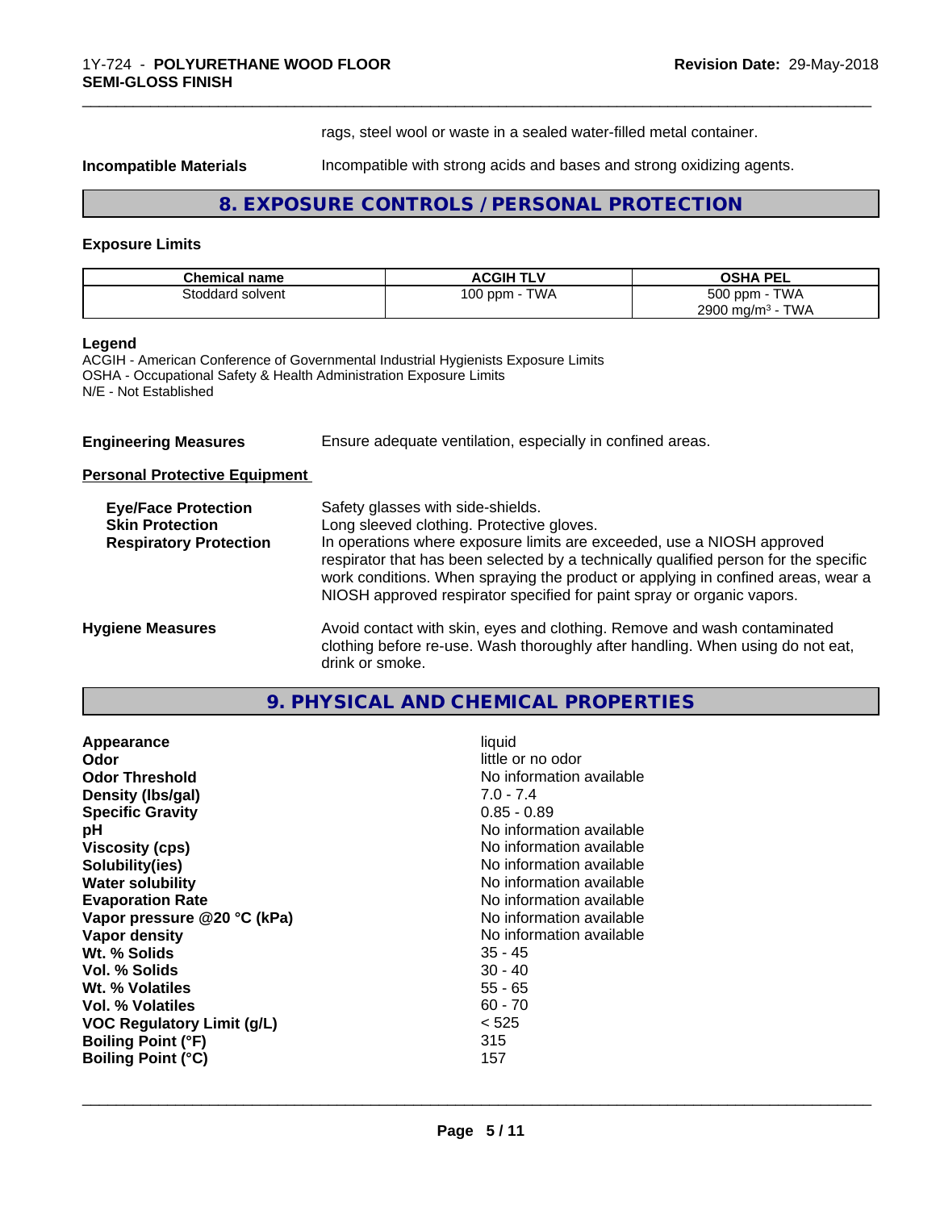rags, steel wool or waste in a sealed water-filled metal container.

**Incompatible Materials** Incompatible with strong acids and bases and strong oxidizing agents.

## 8. EXPOSURE CONTROLS / PERSONAL PROTECTION

### Exposure Limits

| Chemical name | ACGIH TLV | OSHA PEL |
|---|---|---|
| Stoddard solvent | 100 ppm - TWA | 500 ppm - TWA<br>2900 mg/m³ - TWA |

**Legend**
ACGIH - American Conference of Governmental Industrial Hygienists Exposure Limits
OSHA - Occupational Safety & Health Administration Exposure Limits
N/E - Not Established

**Engineering Measures** Ensure adequate ventilation, especially in confined areas.

**Personal Protective Equipment**

**Eye/Face Protection** Safety glasses with side-shields.
**Skin Protection** Long sleeved clothing. Protective gloves.
**Respiratory Protection** In operations where exposure limits are exceeded, use a NIOSH approved respirator that has been selected by a technically qualified person for the specific work conditions. When spraying the product or applying in confined areas, wear a NIOSH approved respirator specified for paint spray or organic vapors.

**Hygiene Measures** Avoid contact with skin, eyes and clothing. Remove and wash contaminated clothing before re-use. Wash thoroughly after handling. When using do not eat, drink or smoke.

## 9. PHYSICAL AND CHEMICAL PROPERTIES

| | |
|---|---|
| **Appearance** | liquid |
| **Odor** | little or no odor |
| **Odor Threshold** | No information available |
| **Density (lbs/gal)** | 7.0 - 7.4 |
| **Specific Gravity** | 0.85 - 0.89 |
| **pH** | No information available |
| **Viscosity (cps)** | No information available |
| **Solubility(ies)** | No information available |
| **Water solubility** | No information available |
| **Evaporation Rate** | No information available |
| **Vapor pressure @20 °C (kPa)** | No information available |
| **Vapor density** | No information available |
| **Wt. % Solids** | 35 - 45 |
| **Vol. % Solids** | 30 - 40 |
| **Wt. % Volatiles** | 55 - 65 |
| **Vol. % Volatiles** | 60 - 70 |
| **VOC Regulatory Limit (g/L)** | < 525 |
| **Boiling Point (°F)** | 315 |
| **Boiling Point (°C)** | 157 |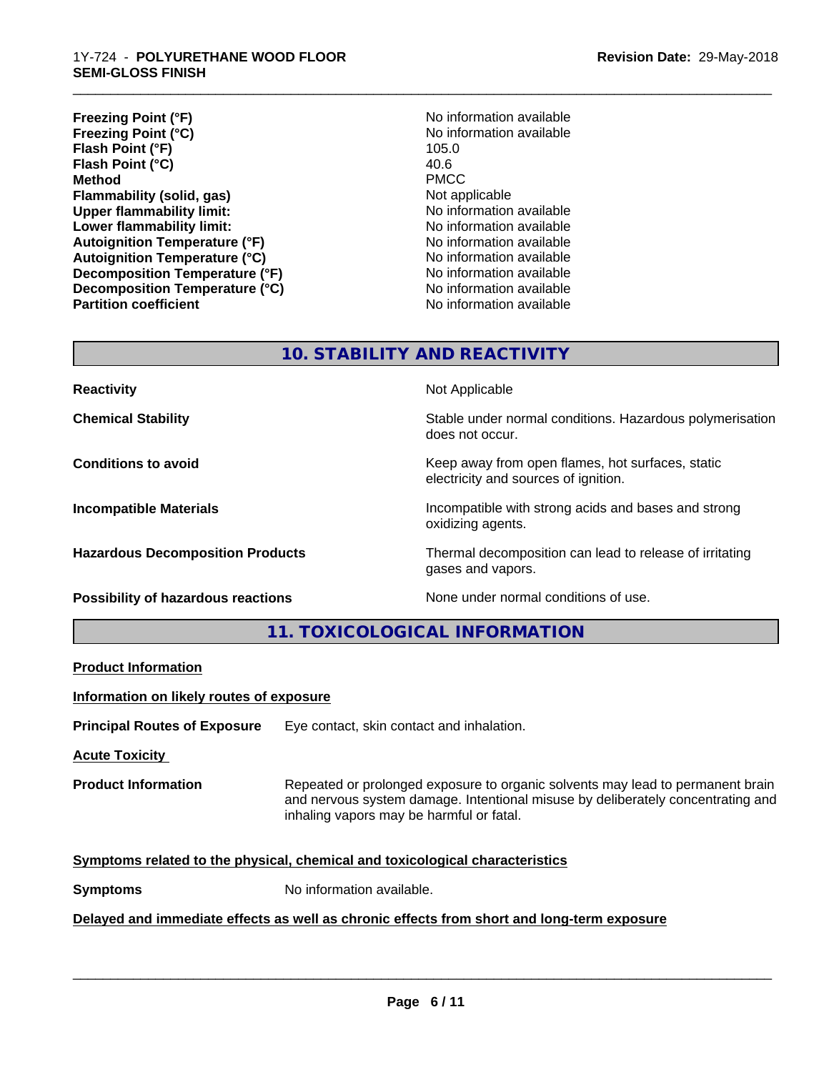| | |
|---|---|
| **Freezing Point (°F)** | No information available |
| **Freezing Point (°C)** | No information available |
| **Flash Point (°F)** | 105.0 |
| **Flash Point (°C)** | 40.6 |
| **Method** | PMCC |
| **Flammability (solid, gas)** | Not applicable |
| **Upper flammability limit:** | No information available |
| **Lower flammability limit:** | No information available |
| **Autoignition Temperature (°F)** | No information available |
| **Autoignition Temperature (°C)** | No information available |
| **Decomposition Temperature (°F)** | No information available |
| **Decomposition Temperature (°C)** | No information available |
| **Partition coefficient** | No information available |

## 10. STABILITY AND REACTIVITY

| | |
|---|---|
| **Reactivity** | Not Applicable |
| **Chemical Stability** | Stable under normal conditions. Hazardous polymerisation does not occur. |
| **Conditions to avoid** | Keep away from open flames, hot surfaces, static electricity and sources of ignition. |
| **Incompatible Materials** | Incompatible with strong acids and bases and strong oxidizing agents. |
| **Hazardous Decomposition Products** | Thermal decomposition can lead to release of irritating gases and vapors. |
| **Possibility of hazardous reactions** | None under normal conditions of use. |

## 11. TOXICOLOGICAL INFORMATION

**Product Information**

**Information on likely routes of exposure**

**Principal Routes of Exposure** Eye contact, skin contact and inhalation.

**Acute Toxicity**

**Product Information** Repeated or prolonged exposure to organic solvents may lead to permanent brain and nervous system damage. Intentional misuse by deliberately concentrating and inhaling vapors may be harmful or fatal.

**Symptoms related to the physical, chemical and toxicological characteristics**

**Symptoms** No information available.

**Delayed and immediate effects as well as chronic effects from short and long-term exposure**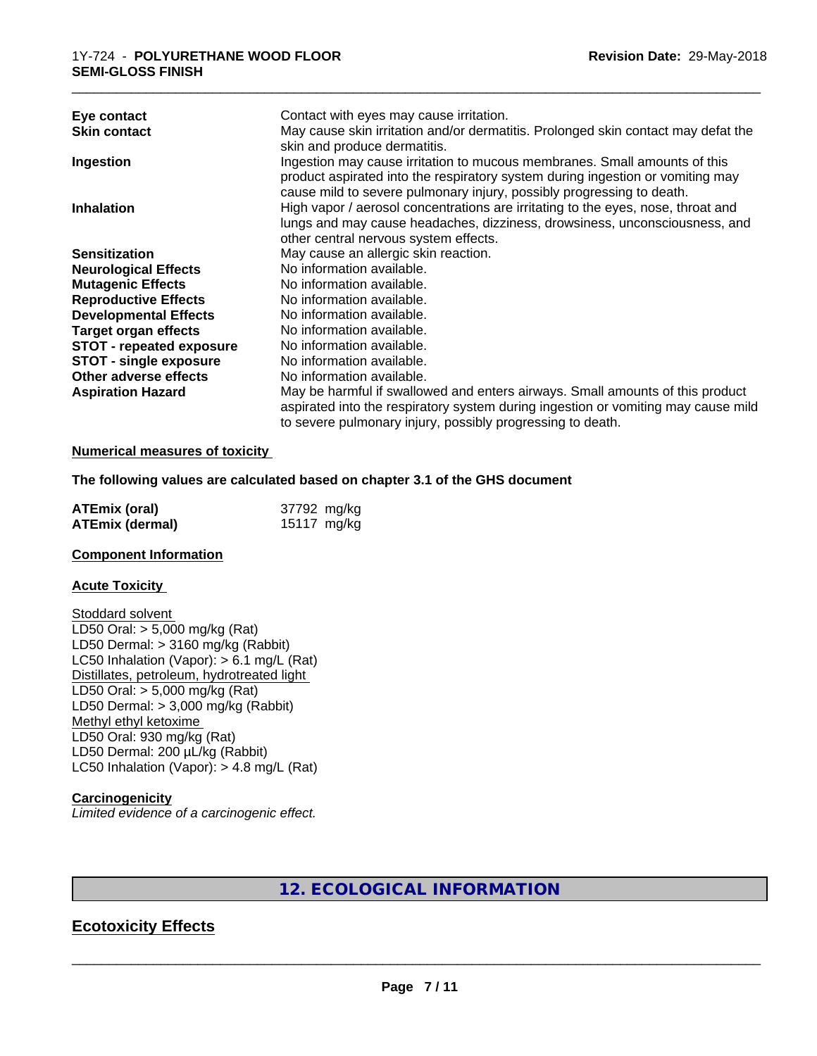| | |
|---|---|
| **Eye contact** | Contact with eyes may cause irritation. |
| **Skin contact** | May cause skin irritation and/or dermatitis. Prolonged skin contact may defat the skin and produce dermatitis. |
| **Ingestion** | Ingestion may cause irritation to mucous membranes. Small amounts of this product aspirated into the respiratory system during ingestion or vomiting may cause mild to severe pulmonary injury, possibly progressing to death. |
| **Inhalation** | High vapor / aerosol concentrations are irritating to the eyes, nose, throat and lungs and may cause headaches, dizziness, drowsiness, unconsciousness, and other central nervous system effects. |
| **Sensitization** | May cause an allergic skin reaction. |
| **Neurological Effects** | No information available. |
| **Mutagenic Effects** | No information available. |
| **Reproductive Effects** | No information available. |
| **Developmental Effects** | No information available. |
| **Target organ effects** | No information available. |
| **STOT - repeated exposure** | No information available. |
| **STOT - single exposure** | No information available. |
| **Other adverse effects** | No information available. |
| **Aspiration Hazard** | May be harmful if swallowed and enters airways. Small amounts of this product aspirated into the respiratory system during ingestion or vomiting may cause mild to severe pulmonary injury, possibly progressing to death. |

**Numerical measures of toxicity**

**The following values are calculated based on chapter 3.1 of the GHS document**

| | |
|---|---|
| **ATEmix (oral)** | 37792 mg/kg |
| **ATEmix (dermal)** | 15117 mg/kg |

**Component Information**

**Acute Toxicity**

Stoddard solvent
LD50 Oral: > 5,000 mg/kg (Rat)
LD50 Dermal: > 3160 mg/kg (Rabbit)
LC50 Inhalation (Vapor): > 6.1 mg/L (Rat)
Distillates, petroleum, hydrotreated light
LD50 Oral: > 5,000 mg/kg (Rat)
LD50 Dermal: > 3,000 mg/kg (Rabbit)
Methyl ethyl ketoxime
LD50 Oral: 930 mg/kg (Rat)
LD50 Dermal: 200 µL/kg (Rabbit)
LC50 Inhalation (Vapor): > 4.8 mg/L (Rat)

**Carcinogenicity**
*Limited evidence of a carcinogenic effect.*

## 12. ECOLOGICAL INFORMATION

## Ecotoxicity Effects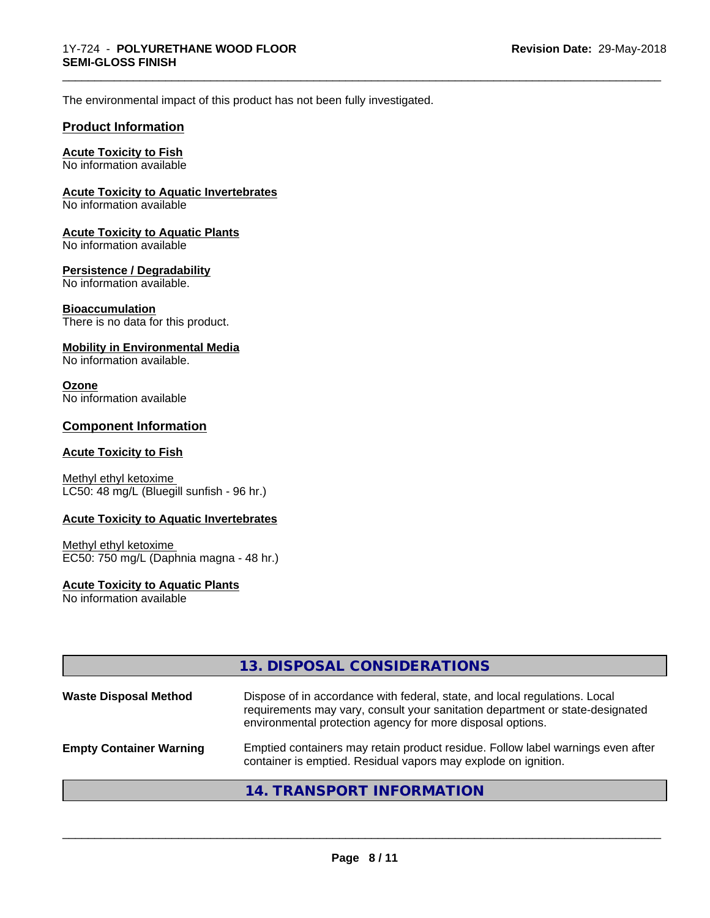The environmental impact of this product has not been fully investigated.

## Product Information

**Acute Toxicity to Fish**
No information available

**Acute Toxicity to Aquatic Invertebrates**
No information available

**Acute Toxicity to Aquatic Plants**
No information available

**Persistence / Degradability**
No information available.

**Bioaccumulation**
There is no data for this product.

**Mobility in Environmental Media**
No information available.

**Ozone**
No information available

## Component Information

**Acute Toxicity to Fish**

Methyl ethyl ketoxime
LC50: 48 mg/L (Bluegill sunfish - 96 hr.)

**Acute Toxicity to Aquatic Invertebrates**

Methyl ethyl ketoxime
EC50: 750 mg/L (Daphnia magna - 48 hr.)

**Acute Toxicity to Aquatic Plants**
No information available

## 13. DISPOSAL CONSIDERATIONS

| | |
|---|---|
| **Waste Disposal Method** | Dispose of in accordance with federal, state, and local regulations. Local requirements may vary, consult your sanitation department or state-designated environmental protection agency for more disposal options. |
| **Empty Container Warning** | Emptied containers may retain product residue. Follow label warnings even after container is emptied. Residual vapors may explode on ignition. |

## 14. TRANSPORT INFORMATION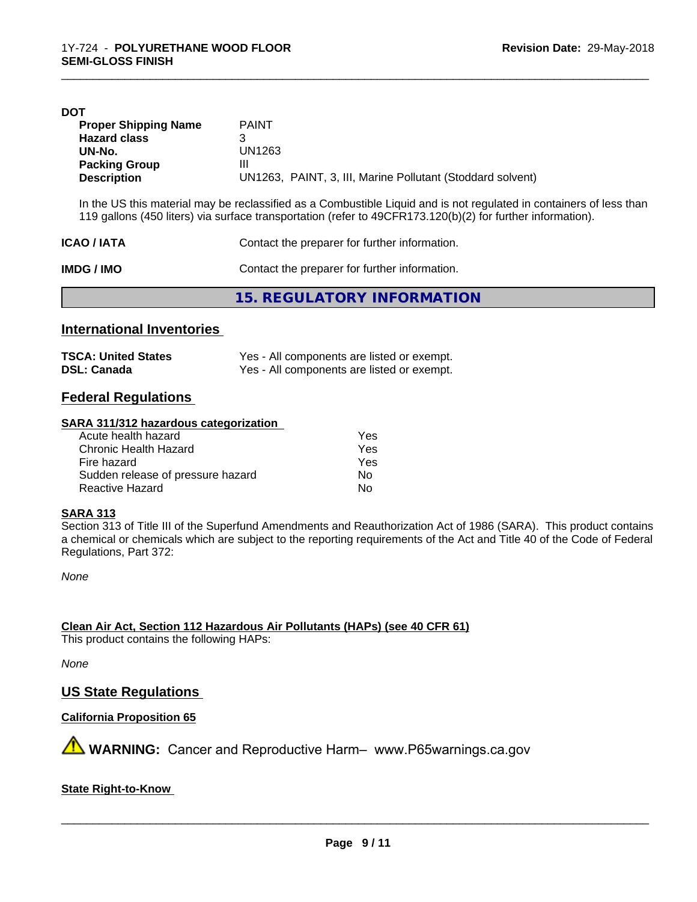**DOT**

| | |
|---|---|
| **Proper Shipping Name** | PAINT |
| **Hazard class** | 3 |
| **UN-No.** | UN1263 |
| **Packing Group** | III |
| **Description** | UN1263, PAINT, 3, III, Marine Pollutant (Stoddard solvent) |

In the US this material may be reclassified as a Combustible Liquid and is not regulated in containers of less than 119 gallons (450 liters) via surface transportation (refer to 49CFR173.120(b)(2) for further information).

| | |
|---|---|
| **ICAO / IATA** | Contact the preparer for further information. |
| **IMDG / IMO** | Contact the preparer for further information. |

# 15. REGULATORY INFORMATION

## International Inventories

| | |
|---|---|
| **TSCA: United States** | Yes - All components are listed or exempt. |
| **DSL: Canada** | Yes - All components are listed or exempt. |

## Federal Regulations

**SARA 311/312 hazardous categorization**

| | |
|---|---|
| Acute health hazard | Yes |
| Chronic Health Hazard | Yes |
| Fire hazard | Yes |
| Sudden release of pressure hazard | No |
| Reactive Hazard | No |

**SARA 313**

Section 313 of Title III of the Superfund Amendments and Reauthorization Act of 1986 (SARA). This product contains a chemical or chemicals which are subject to the reporting requirements of the Act and Title 40 of the Code of Federal Regulations, Part 372:

*None*

**Clean Air Act, Section 112 Hazardous Air Pollutants (HAPs) (see 40 CFR 61)**

This product contains the following HAPs:

*None*

## US State Regulations

**California Proposition 65**

⚠ **WARNING:** Cancer and Reproductive Harm– www.P65warnings.ca.gov

**State Right-to-Know**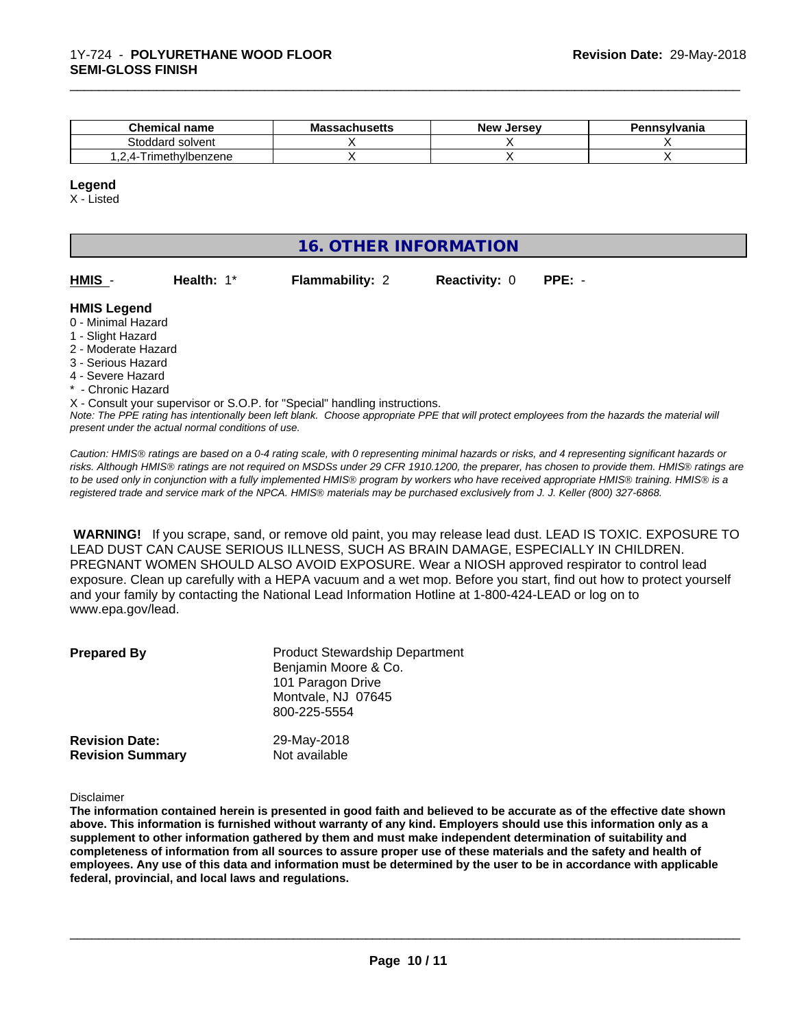| Chemical name | Massachusetts | New Jersey | Pennsylvania |
| --- | --- | --- | --- |
| Stoddard solvent | X | X | X |
| 1,2,4-Trimethylbenzene | X | X | X |

**Legend**

X - Listed

## 16. OTHER INFORMATION

| HMIS - | Health: 1* | Flammability: 2 | Reactivity: 0 | PPE: - |
| --- | --- | --- | --- | --- |

**HMIS Legend**

0 - Minimal Hazard
1 - Slight Hazard
2 - Moderate Hazard
3 - Serious Hazard
4 - Severe Hazard
* - Chronic Hazard
X - Consult your supervisor or S.O.P. for "Special" handling instructions.

*Note: The PPE rating has intentionally been left blank. Choose appropriate PPE that will protect employees from the hazards the material will present under the actual normal conditions of use.*

*Caution: HMIS® ratings are based on a 0-4 rating scale, with 0 representing minimal hazards or risks, and 4 representing significant hazards or risks. Although HMIS® ratings are not required on MSDSs under 29 CFR 1910.1200, the preparer, has chosen to provide them. HMIS® ratings are to be used only in conjunction with a fully implemented HMIS® program by workers who have received appropriate HMIS® training. HMIS® is a registered trade and service mark of the NPCA. HMIS® materials may be purchased exclusively from J. J. Keller (800) 327-6868.*

**WARNING!** If you scrape, sand, or remove old paint, you may release lead dust. LEAD IS TOXIC. EXPOSURE TO LEAD DUST CAN CAUSE SERIOUS ILLNESS, SUCH AS BRAIN DAMAGE, ESPECIALLY IN CHILDREN. PREGNANT WOMEN SHOULD ALSO AVOID EXPOSURE. Wear a NIOSH approved respirator to control lead exposure. Clean up carefully with a HEPA vacuum and a wet mop. Before you start, find out how to protect yourself and your family by contacting the National Lead Information Hotline at 1-800-424-LEAD or log on to www.epa.gov/lead.

**Prepared By** Product Stewardship Department
Benjamin Moore & Co.
101 Paragon Drive
Montvale, NJ 07645
800-225-5554

**Revision Date:** 29-May-2018
**Revision Summary** Not available

Disclaimer

**The information contained herein is presented in good faith and believed to be accurate as of the effective date shown above. This information is furnished without warranty of any kind. Employers should use this information only as a supplement to other information gathered by them and must make independent determination of suitability and completeness of information from all sources to assure proper use of these materials and the safety and health of employees. Any use of this data and information must be determined by the user to be in accordance with applicable federal, provincial, and local laws and regulations.**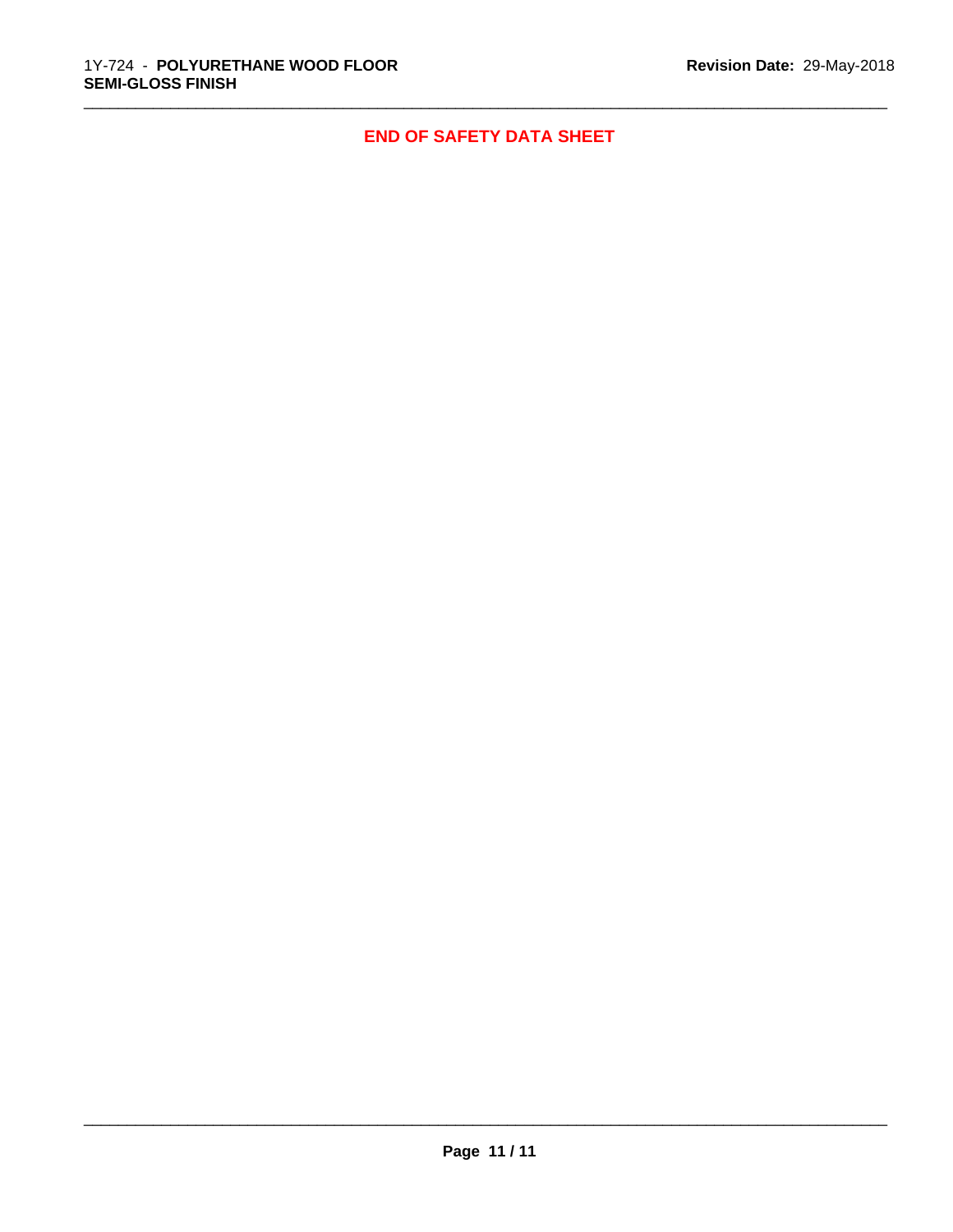**END OF SAFETY DATA SHEET**